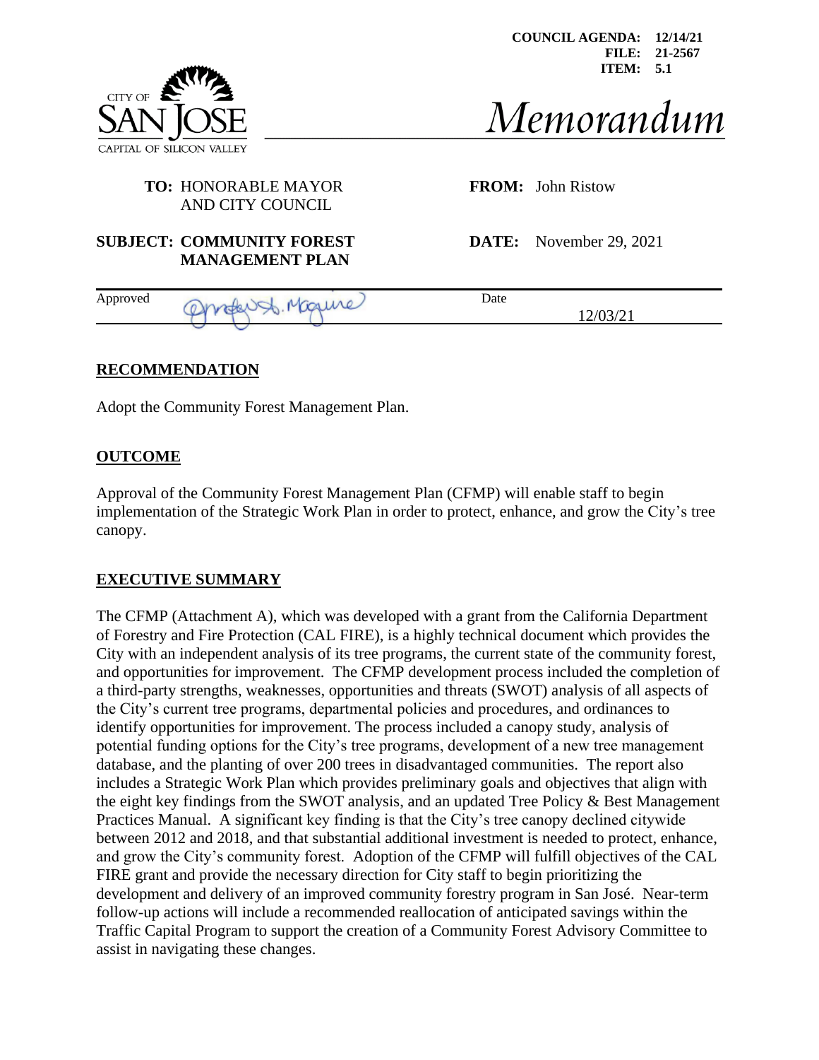COUNCIL AGENDA: 12/14/21
FILE: 21-2567
ITEM: 5.1

CITY OF SAN JOSE
CAPITAL OF SILICON VALLEY

# Memorandum

**TO:** HONORABLE MAYOR AND CITY COUNCIL

**FROM:** John Ristow

**SUBJECT: COMMUNITY FOREST MANAGEMENT PLAN**

**DATE:** November 29, 2021

Approved: Jennifer A. Maguire    Date: 12/03/21

## RECOMMENDATION

Adopt the Community Forest Management Plan.

## OUTCOME

Approval of the Community Forest Management Plan (CFMP) will enable staff to begin implementation of the Strategic Work Plan in order to protect, enhance, and grow the City's tree canopy.

## EXECUTIVE SUMMARY

The CFMP (Attachment A), which was developed with a grant from the California Department of Forestry and Fire Protection (CAL FIRE), is a highly technical document which provides the City with an independent analysis of its tree programs, the current state of the community forest, and opportunities for improvement. The CFMP development process included the completion of a third-party strengths, weaknesses, opportunities and threats (SWOT) analysis of all aspects of the City's current tree programs, departmental policies and procedures, and ordinances to identify opportunities for improvement. The process included a canopy study, analysis of potential funding options for the City's tree programs, development of a new tree management database, and the planting of over 200 trees in disadvantaged communities. The report also includes a Strategic Work Plan which provides preliminary goals and objectives that align with the eight key findings from the SWOT analysis, and an updated Tree Policy & Best Management Practices Manual. A significant key finding is that the City's tree canopy declined citywide between 2012 and 2018, and that substantial additional investment is needed to protect, enhance, and grow the City's community forest. Adoption of the CFMP will fulfill objectives of the CAL FIRE grant and provide the necessary direction for City staff to begin prioritizing the development and delivery of an improved community forestry program in San José. Near-term follow-up actions will include a recommended reallocation of anticipated savings within the Traffic Capital Program to support the creation of a Community Forest Advisory Committee to assist in navigating these changes.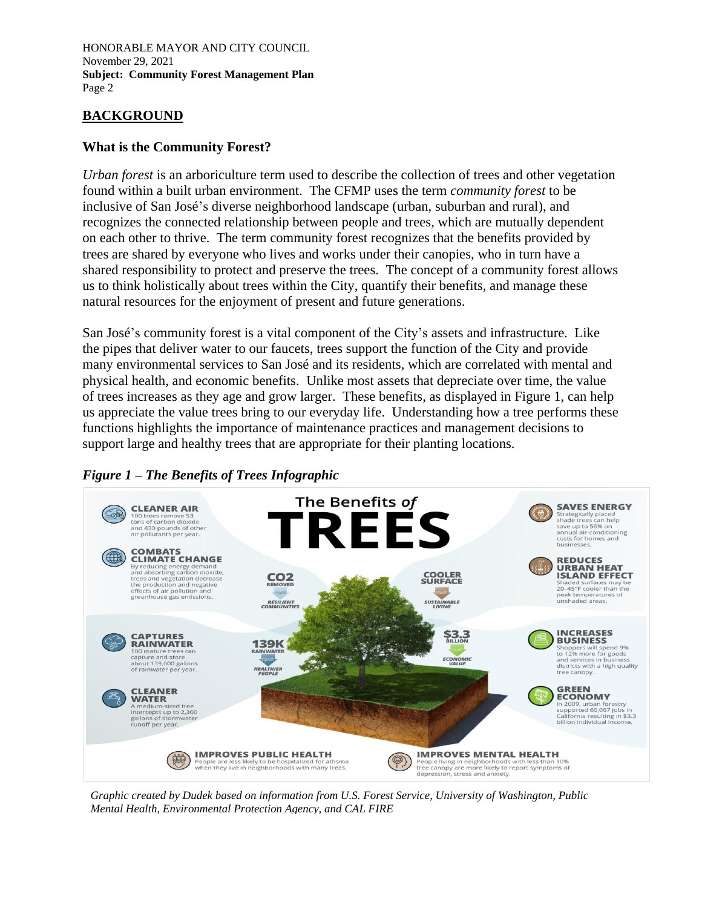## BACKGROUND

### What is the Community Forest?

*Urban forest* is an arboriculture term used to describe the collection of trees and other vegetation found within a built urban environment. The CFMP uses the term *community forest* to be inclusive of San José's diverse neighborhood landscape (urban, suburban and rural), and recognizes the connected relationship between people and trees, which are mutually dependent on each other to thrive. The term community forest recognizes that the benefits provided by trees are shared by everyone who lives and works under their canopies, who in turn have a shared responsibility to protect and preserve the trees. The concept of a community forest allows us to think holistically about trees within the City, quantify their benefits, and manage these natural resources for the enjoyment of present and future generations.

San José's community forest is a vital component of the City's assets and infrastructure. Like the pipes that deliver water to our faucets, trees support the function of the City and provide many environmental services to San José and its residents, which are correlated with mental and physical health, and economic benefits. Unlike most assets that depreciate over time, the value of trees increases as they age and grow larger. These benefits, as displayed in Figure 1, can help us appreciate the value trees bring to our everyday life. Understanding how a tree performs these functions highlights the importance of maintenance practices and management decisions to support large and healthy trees that are appropriate for their planting locations.

***Figure 1 – The Benefits of Trees Infographic***

**The Benefits *of* TREES**

**CLEANER AIR** 100 trees remove 53 tons of carbon dioxide and 430 pounds of other air pollutants per year.

**COMBATS CLIMATE CHANGE** By reducing energy demand and absorbing carbon dioxide, trees and vegetation decrease the production and negative effects of air pollution and greenhouse gas emissions.

**CAPTURES RAINWATER** 100 mature trees can capture and store about 139,000 gallons of rainwater per year.

**CLEANER WATER** A medium-sized tree intercepts up to 2,300 gallons of stormwater runoff per year.

**$CO_2$ REMOVED** = RESILIENT COMMUNITIES

**COOLER SURFACE** = SUSTAINABLE LIVING

**139K RAINWATER** = HEALTHIER PEOPLE

**$3.3 BILLION** = ECONOMIC VALUE

**SAVES ENERGY** Strategically placed shade trees can help save up to 56% on annual air-conditioning costs for homes and businesses.

**REDUCES URBAN HEAT ISLAND EFFECT** Shaded surfaces may be 20–45°F cooler than the peak temperatures of unshaded areas.

**INCREASES BUSINESS** Shoppers will spend 9% to 12% more for goods and services in business districts with a high quality tree canopy.

**GREEN ECONOMY** In 2009, urban forestry supported 60,067 jobs in California resulting in $3.3 billion individual income.

**IMPROVES PUBLIC HEALTH** People are less likely to be hospitalized for athsma when they live in neighborhoods with many trees.

**IMPROVES MENTAL HEALTH** People living in neighborhoods with less than 10% tree canopy are more likely to report symptoms of depression, stress and anxiety.

*Graphic created by Dudek based on information from U.S. Forest Service, University of Washington, Public Mental Health, Environmental Protection Agency, and CAL FIRE*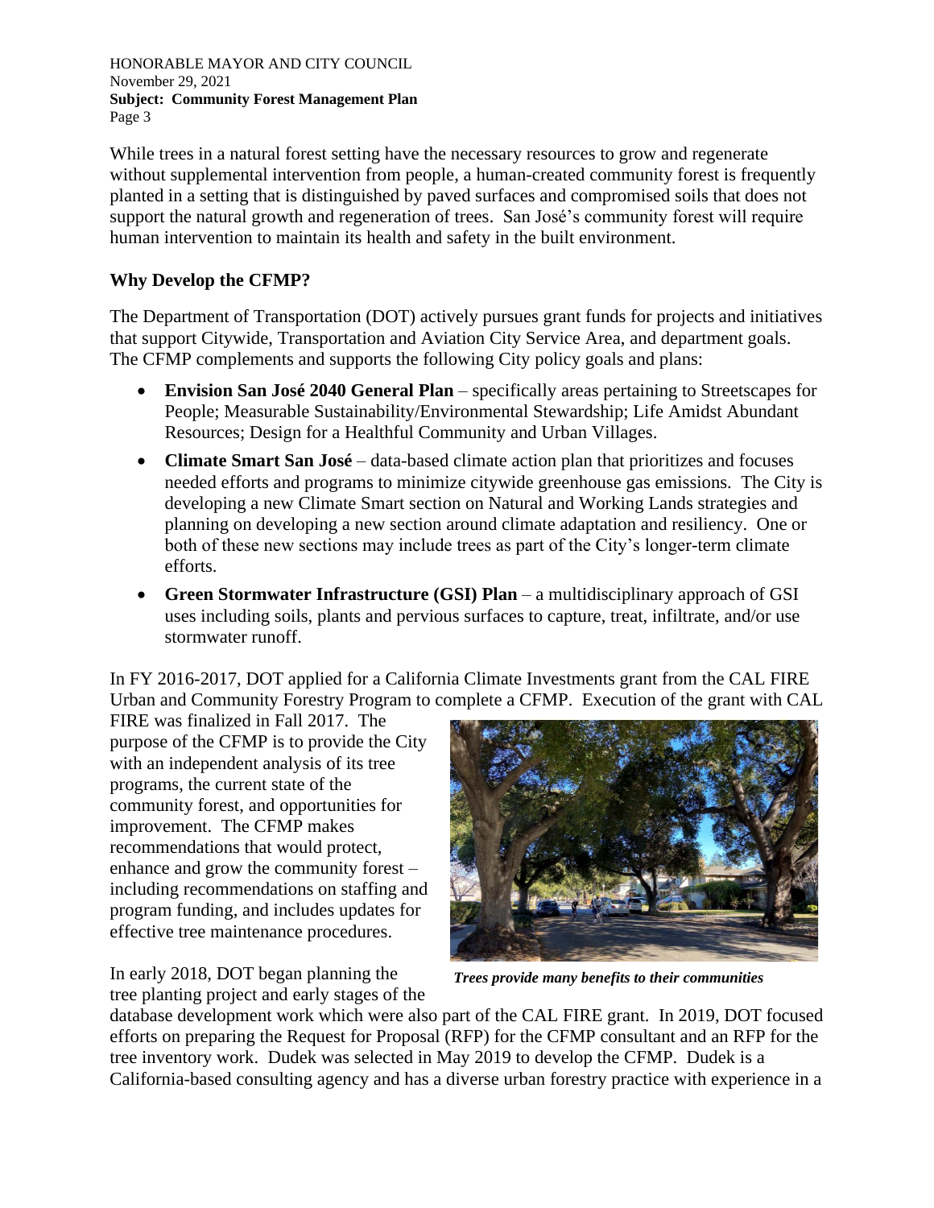While trees in a natural forest setting have the necessary resources to grow and regenerate without supplemental intervention from people, a human-created community forest is frequently planted in a setting that is distinguished by paved surfaces and compromised soils that does not support the natural growth and regeneration of trees. San José's community forest will require human intervention to maintain its health and safety in the built environment.

## Why Develop the CFMP?

The Department of Transportation (DOT) actively pursues grant funds for projects and initiatives that support Citywide, Transportation and Aviation City Service Area, and department goals. The CFMP complements and supports the following City policy goals and plans:

- **Envision San José 2040 General Plan** – specifically areas pertaining to Streetscapes for People; Measurable Sustainability/Environmental Stewardship; Life Amidst Abundant Resources; Design for a Healthful Community and Urban Villages.
- **Climate Smart San José** – data-based climate action plan that prioritizes and focuses needed efforts and programs to minimize citywide greenhouse gas emissions. The City is developing a new Climate Smart section on Natural and Working Lands strategies and planning on developing a new section around climate adaptation and resiliency. One or both of these new sections may include trees as part of the City's longer-term climate efforts.
- **Green Stormwater Infrastructure (GSI) Plan** – a multidisciplinary approach of GSI uses including soils, plants and pervious surfaces to capture, treat, infiltrate, and/or use stormwater runoff.

In FY 2016-2017, DOT applied for a California Climate Investments grant from the CAL FIRE Urban and Community Forestry Program to complete a CFMP. Execution of the grant with CAL FIRE was finalized in Fall 2017. The purpose of the CFMP is to provide the City with an independent analysis of its tree programs, the current state of the community forest, and opportunities for improvement. The CFMP makes recommendations that would protect, enhance and grow the community forest – including recommendations on staffing and program funding, and includes updates for effective tree maintenance procedures.

*Trees provide many benefits to their communities*

In early 2018, DOT began planning the tree planting project and early stages of the database development work which were also part of the CAL FIRE grant. In 2019, DOT focused efforts on preparing the Request for Proposal (RFP) for the CFMP consultant and an RFP for the tree inventory work. Dudek was selected in May 2019 to develop the CFMP. Dudek is a California-based consulting agency and has a diverse urban forestry practice with experience in a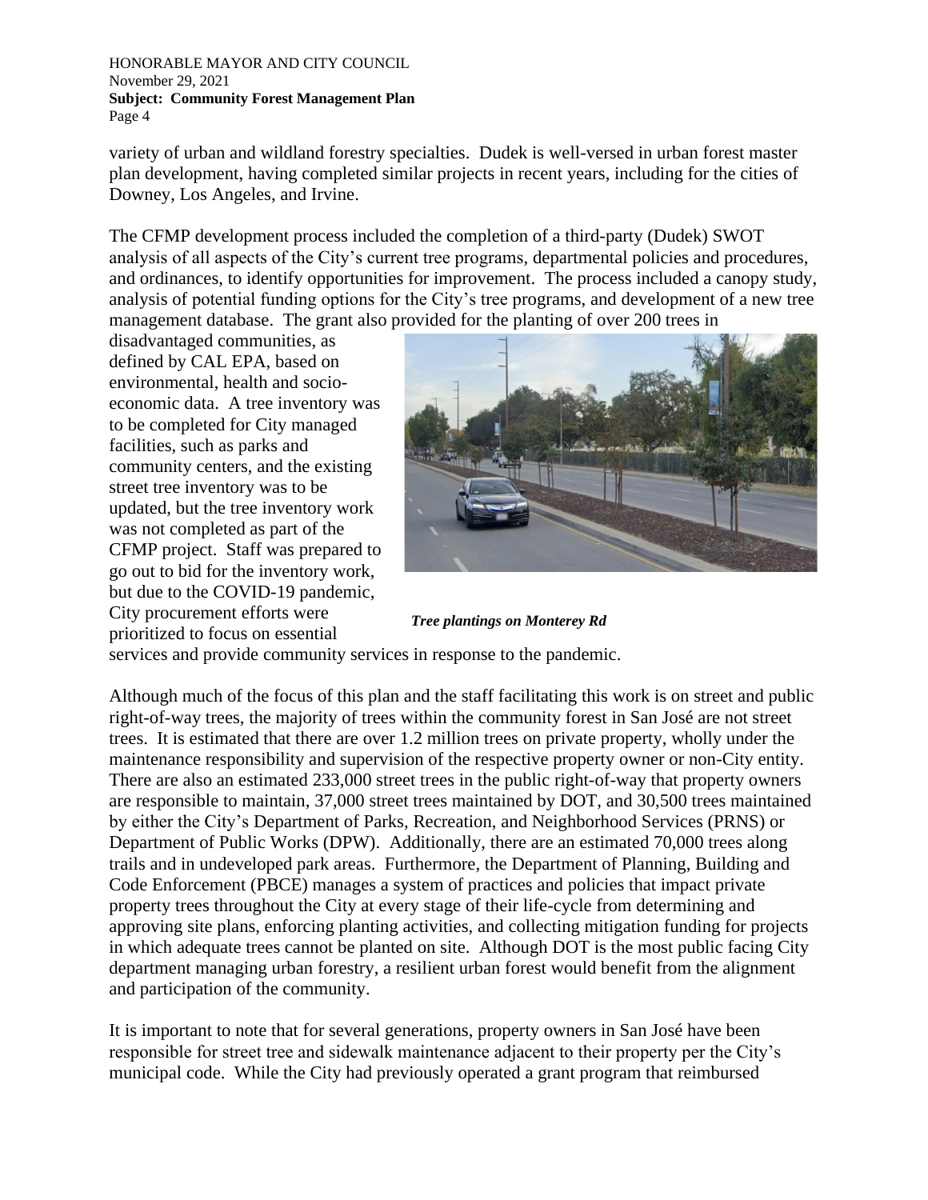variety of urban and wildland forestry specialties. Dudek is well-versed in urban forest master plan development, having completed similar projects in recent years, including for the cities of Downey, Los Angeles, and Irvine.

The CFMP development process included the completion of a third-party (Dudek) SWOT analysis of all aspects of the City's current tree programs, departmental policies and procedures, and ordinances, to identify opportunities for improvement. The process included a canopy study, analysis of potential funding options for the City's tree programs, and development of a new tree management database. The grant also provided for the planting of over 200 trees in disadvantaged communities, as defined by CAL EPA, based on environmental, health and socio-economic data. A tree inventory was to be completed for City managed facilities, such as parks and community centers, and the existing street tree inventory was to be updated, but the tree inventory work was not completed as part of the CFMP project. Staff was prepared to go out to bid for the inventory work, but due to the COVID-19 pandemic, City procurement efforts were prioritized to focus on essential services and provide community services in response to the pandemic.

***Tree plantings on Monterey Rd***

Although much of the focus of this plan and the staff facilitating this work is on street and public right-of-way trees, the majority of trees within the community forest in San José are not street trees. It is estimated that there are over 1.2 million trees on private property, wholly under the maintenance responsibility and supervision of the respective property owner or non-City entity. There are also an estimated 233,000 street trees in the public right-of-way that property owners are responsible to maintain, 37,000 street trees maintained by DOT, and 30,500 trees maintained by either the City's Department of Parks, Recreation, and Neighborhood Services (PRNS) or Department of Public Works (DPW). Additionally, there are an estimated 70,000 trees along trails and in undeveloped park areas. Furthermore, the Department of Planning, Building and Code Enforcement (PBCE) manages a system of practices and policies that impact private property trees throughout the City at every stage of their life-cycle from determining and approving site plans, enforcing planting activities, and collecting mitigation funding for projects in which adequate trees cannot be planted on site. Although DOT is the most public facing City department managing urban forestry, a resilient urban forest would benefit from the alignment and participation of the community.

It is important to note that for several generations, property owners in San José have been responsible for street tree and sidewalk maintenance adjacent to their property per the City's municipal code. While the City had previously operated a grant program that reimbursed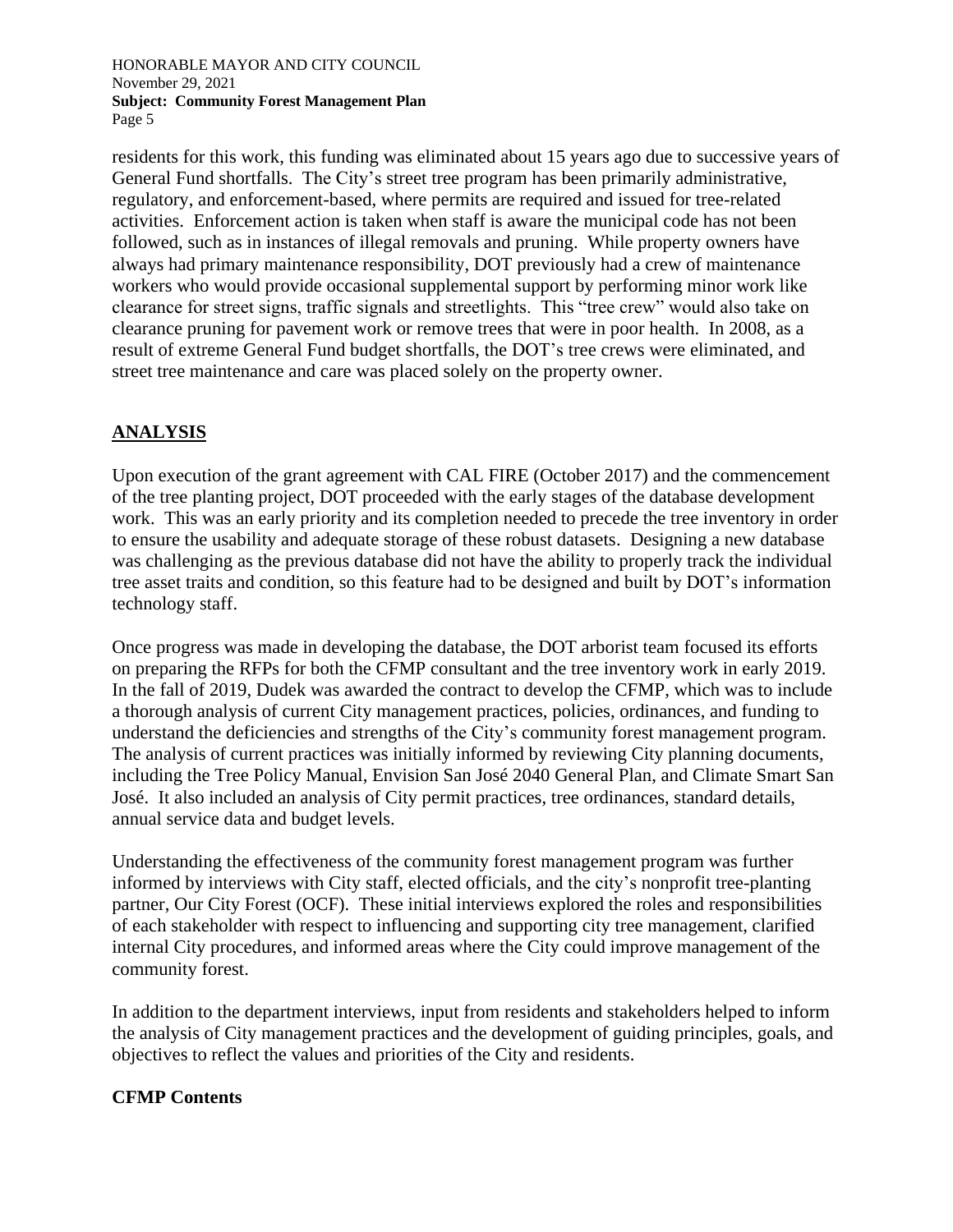residents for this work, this funding was eliminated about 15 years ago due to successive years of General Fund shortfalls. The City's street tree program has been primarily administrative, regulatory, and enforcement-based, where permits are required and issued for tree-related activities. Enforcement action is taken when staff is aware the municipal code has not been followed, such as in instances of illegal removals and pruning. While property owners have always had primary maintenance responsibility, DOT previously had a crew of maintenance workers who would provide occasional supplemental support by performing minor work like clearance for street signs, traffic signals and streetlights. This "tree crew" would also take on clearance pruning for pavement work or remove trees that were in poor health. In 2008, as a result of extreme General Fund budget shortfalls, the DOT's tree crews were eliminated, and street tree maintenance and care was placed solely on the property owner.

## ANALYSIS

Upon execution of the grant agreement with CAL FIRE (October 2017) and the commencement of the tree planting project, DOT proceeded with the early stages of the database development work. This was an early priority and its completion needed to precede the tree inventory in order to ensure the usability and adequate storage of these robust datasets. Designing a new database was challenging as the previous database did not have the ability to properly track the individual tree asset traits and condition, so this feature had to be designed and built by DOT's information technology staff.

Once progress was made in developing the database, the DOT arborist team focused its efforts on preparing the RFPs for both the CFMP consultant and the tree inventory work in early 2019. In the fall of 2019, Dudek was awarded the contract to develop the CFMP, which was to include a thorough analysis of current City management practices, policies, ordinances, and funding to understand the deficiencies and strengths of the City's community forest management program. The analysis of current practices was initially informed by reviewing City planning documents, including the Tree Policy Manual, Envision San José 2040 General Plan, and Climate Smart San José. It also included an analysis of City permit practices, tree ordinances, standard details, annual service data and budget levels.

Understanding the effectiveness of the community forest management program was further informed by interviews with City staff, elected officials, and the city's nonprofit tree-planting partner, Our City Forest (OCF). These initial interviews explored the roles and responsibilities of each stakeholder with respect to influencing and supporting city tree management, clarified internal City procedures, and informed areas where the City could improve management of the community forest.

In addition to the department interviews, input from residents and stakeholders helped to inform the analysis of City management practices and the development of guiding principles, goals, and objectives to reflect the values and priorities of the City and residents.

### CFMP Contents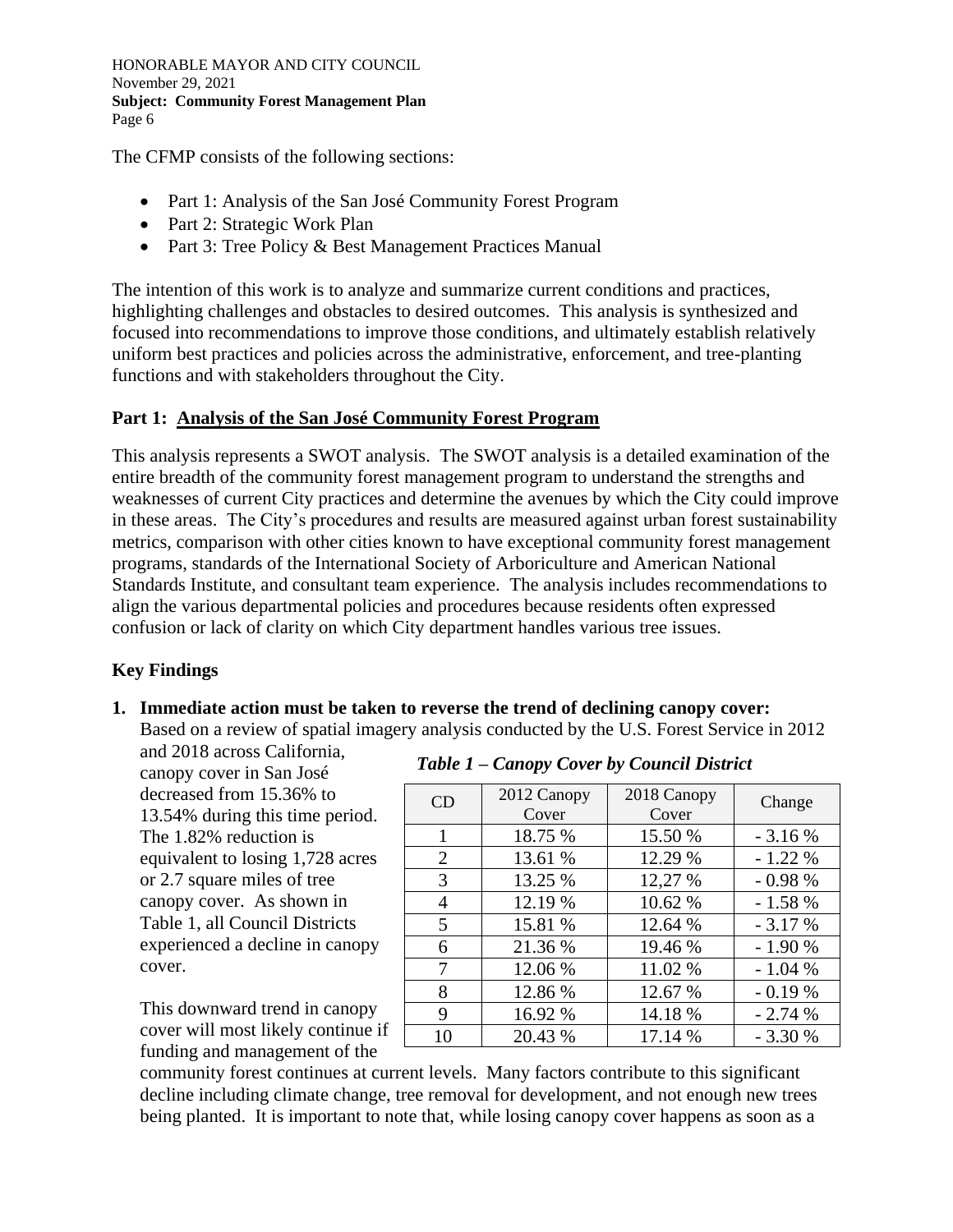The CFMP consists of the following sections:

- Part 1: Analysis of the San José Community Forest Program
- Part 2: Strategic Work Plan
- Part 3: Tree Policy & Best Management Practices Manual

The intention of this work is to analyze and summarize current conditions and practices, highlighting challenges and obstacles to desired outcomes. This analysis is synthesized and focused into recommendations to improve those conditions, and ultimately establish relatively uniform best practices and policies across the administrative, enforcement, and tree-planting functions and with stakeholders throughout the City.

## Part 1: Analysis of the San José Community Forest Program

This analysis represents a SWOT analysis. The SWOT analysis is a detailed examination of the entire breadth of the community forest management program to understand the strengths and weaknesses of current City practices and determine the avenues by which the City could improve in these areas. The City's procedures and results are measured against urban forest sustainability metrics, comparison with other cities known to have exceptional community forest management programs, standards of the International Society of Arboriculture and American National Standards Institute, and consultant team experience. The analysis includes recommendations to align the various departmental policies and procedures because residents often expressed confusion or lack of clarity on which City department handles various tree issues.

### Key Findings

1. **Immediate action must be taken to reverse the trend of declining canopy cover:** Based on a review of spatial imagery analysis conducted by the U.S. Forest Service in 2012 and 2018 across California, canopy cover in San José decreased from 15.36% to 13.54% during this time period. The 1.82% reduction is equivalent to losing 1,728 acres or 2.7 square miles of tree canopy cover. As shown in Table 1, all Council Districts experienced a decline in canopy cover.

   ***Table 1 – Canopy Cover by Council District***

   | CD | 2012 Canopy Cover | 2018 Canopy Cover | Change |
   |---|---|---|---|
   | 1 | 18.75 % | 15.50 % | - 3.16 % |
   | 2 | 13.61 % | 12.29 % | - 1.22 % |
   | 3 | 13.25 % | 12,27 % | - 0.98 % |
   | 4 | 12.19 % | 10.62 % | - 1.58 % |
   | 5 | 15.81 % | 12.64 % | - 3.17 % |
   | 6 | 21.36 % | 19.46 % | - 1.90 % |
   | 7 | 12.06 % | 11.02 % | - 1.04 % |
   | 8 | 12.86 % | 12.67 % | - 0.19 % |
   | 9 | 16.92 % | 14.18 % | - 2.74 % |
   | 10 | 20.43 % | 17.14 % | - 3.30 % |

   This downward trend in canopy cover will most likely continue if funding and management of the community forest continues at current levels. Many factors contribute to this significant decline including climate change, tree removal for development, and not enough new trees being planted. It is important to note that, while losing canopy cover happens as soon as a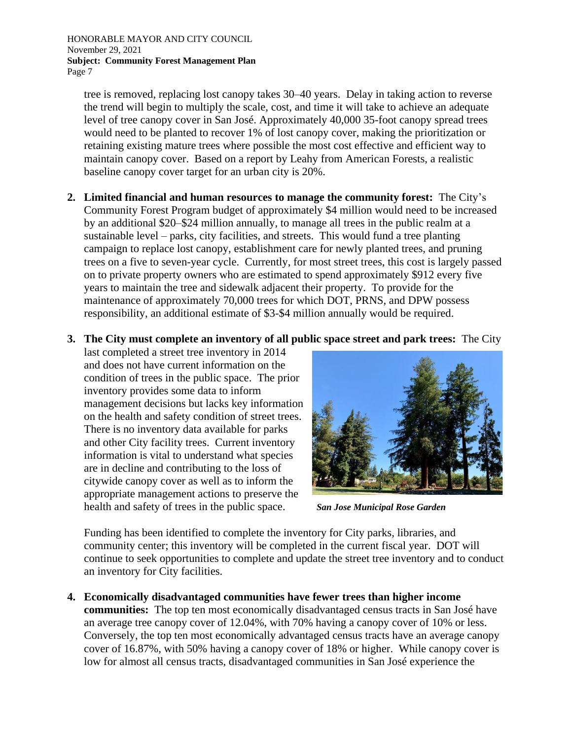tree is removed, replacing lost canopy takes 30–40 years. Delay in taking action to reverse the trend will begin to multiply the scale, cost, and time it will take to achieve an adequate level of tree canopy cover in San José. Approximately 40,000 35-foot canopy spread trees would need to be planted to recover 1% of lost canopy cover, making the prioritization or retaining existing mature trees where possible the most cost effective and efficient way to maintain canopy cover. Based on a report by Leahy from American Forests, a realistic baseline canopy cover target for an urban city is 20%.

2. **Limited financial and human resources to manage the community forest:** The City's Community Forest Program budget of approximately $4 million would need to be increased by an additional $20–$24 million annually, to manage all trees in the public realm at a sustainable level – parks, city facilities, and streets. This would fund a tree planting campaign to replace lost canopy, establishment care for newly planted trees, and pruning trees on a five to seven-year cycle. Currently, for most street trees, this cost is largely passed on to private property owners who are estimated to spend approximately $912 every five years to maintain the tree and sidewalk adjacent their property. To provide for the maintenance of approximately 70,000 trees for which DOT, PRNS, and DPW possess responsibility, an additional estimate of $3-$4 million annually would be required.

3. **The City must complete an inventory of all public space street and park trees:** The City last completed a street tree inventory in 2014 and does not have current information on the condition of trees in the public space. The prior inventory provides some data to inform management decisions but lacks key information on the health and safety condition of street trees. There is no inventory data available for parks and other City facility trees. Current inventory information is vital to understand what species are in decline and contributing to the loss of citywide canopy cover as well as to inform the appropriate management actions to preserve the health and safety of trees in the public space.

   ***San Jose Municipal Rose Garden***

   Funding has been identified to complete the inventory for City parks, libraries, and community center; this inventory will be completed in the current fiscal year. DOT will continue to seek opportunities to complete and update the street tree inventory and to conduct an inventory for City facilities.

4. **Economically disadvantaged communities have fewer trees than higher income communities:** The top ten most economically disadvantaged census tracts in San José have an average tree canopy cover of 12.04%, with 70% having a canopy cover of 10% or less. Conversely, the top ten most economically advantaged census tracts have an average canopy cover of 16.87%, with 50% having a canopy cover of 18% or higher. While canopy cover is low for almost all census tracts, disadvantaged communities in San José experience the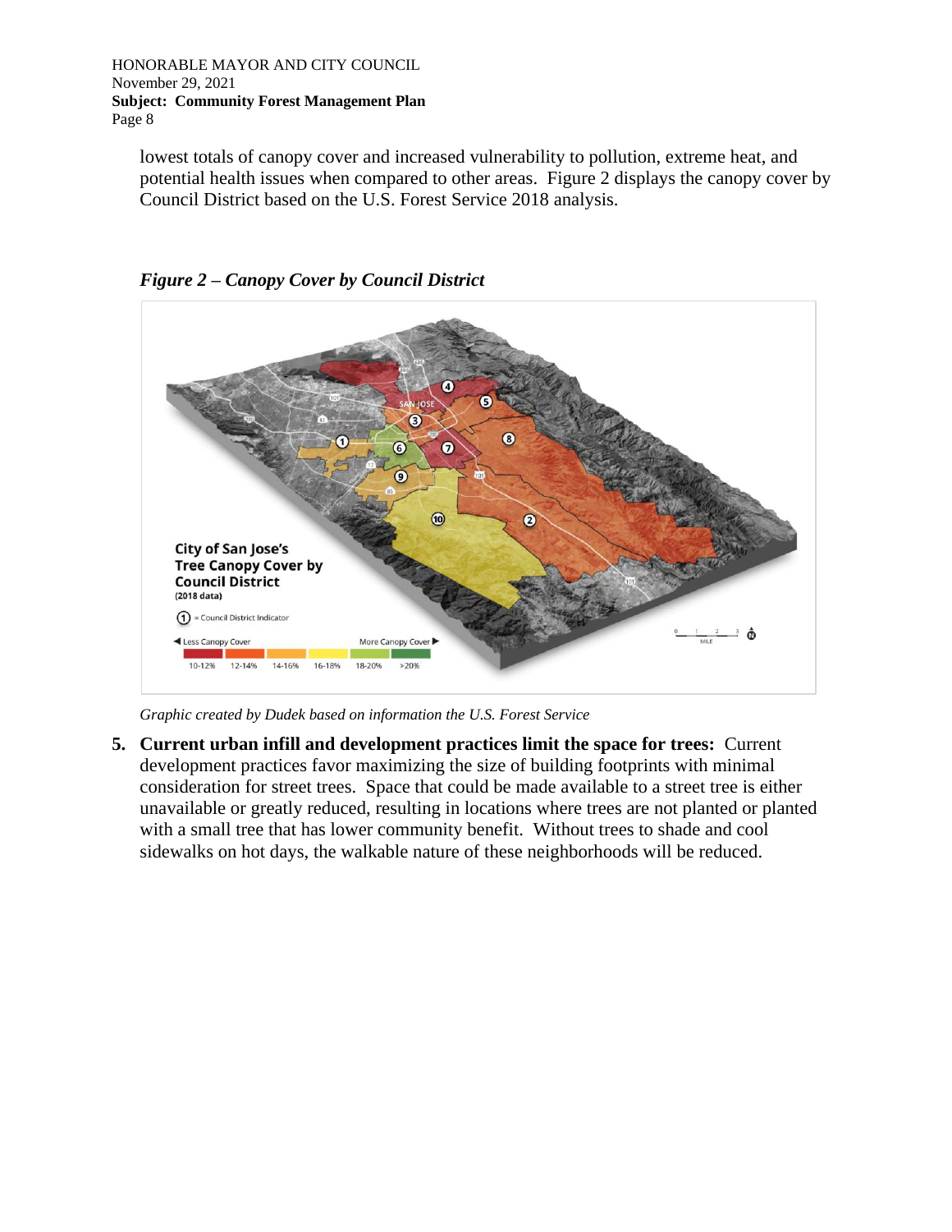lowest totals of canopy cover and increased vulnerability to pollution, extreme heat, and potential health issues when compared to other areas. Figure 2 displays the canopy cover by Council District based on the U.S. Forest Service 2018 analysis.

***Figure 2 – Canopy Cover by Council District***

*Graphic created by Dudek based on information the U.S. Forest Service*

5. **Current urban infill and development practices limit the space for trees:** Current development practices favor maximizing the size of building footprints with minimal consideration for street trees. Space that could be made available to a street tree is either unavailable or greatly reduced, resulting in locations where trees are not planted or planted with a small tree that has lower community benefit. Without trees to shade and cool sidewalks on hot days, the walkable nature of these neighborhoods will be reduced.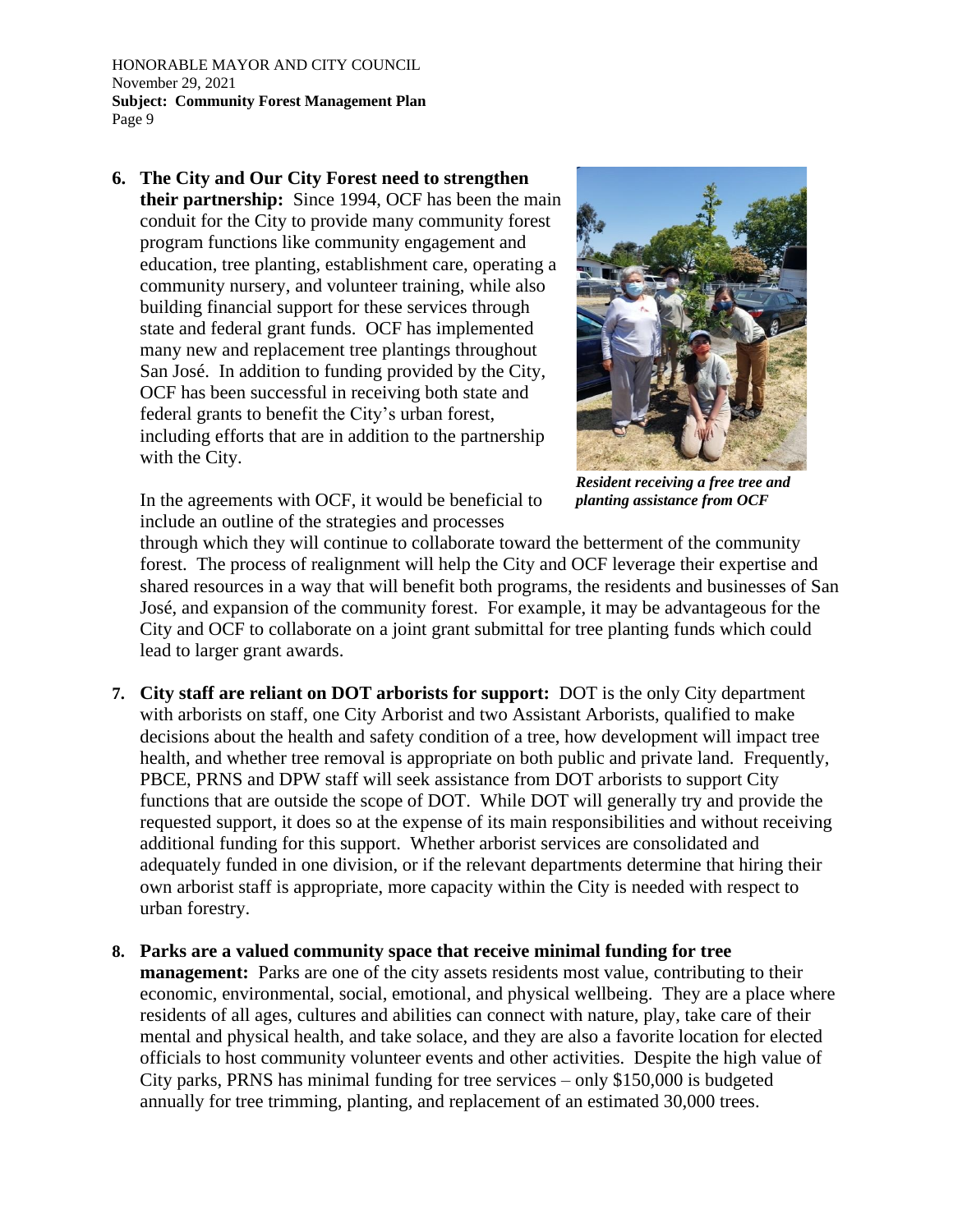6. **The City and Our City Forest need to strengthen their partnership:** Since 1994, OCF has been the main conduit for the City to provide many community forest program functions like community engagement and education, tree planting, establishment care, operating a community nursery, and volunteer training, while also building financial support for these services through state and federal grant funds. OCF has implemented many new and replacement tree plantings throughout San José. In addition to funding provided by the City, OCF has been successful in receiving both state and federal grants to benefit the City's urban forest, including efforts that are in addition to the partnership with the City.

   *Resident receiving a free tree and planting assistance from OCF*

   In the agreements with OCF, it would be beneficial to include an outline of the strategies and processes through which they will continue to collaborate toward the betterment of the community forest. The process of realignment will help the City and OCF leverage their expertise and shared resources in a way that will benefit both programs, the residents and businesses of San José, and expansion of the community forest. For example, it may be advantageous for the City and OCF to collaborate on a joint grant submittal for tree planting funds which could lead to larger grant awards.

7. **City staff are reliant on DOT arborists for support:** DOT is the only City department with arborists on staff, one City Arborist and two Assistant Arborists, qualified to make decisions about the health and safety condition of a tree, how development will impact tree health, and whether tree removal is appropriate on both public and private land. Frequently, PBCE, PRNS and DPW staff will seek assistance from DOT arborists to support City functions that are outside the scope of DOT. While DOT will generally try and provide the requested support, it does so at the expense of its main responsibilities and without receiving additional funding for this support. Whether arborist services are consolidated and adequately funded in one division, or if the relevant departments determine that hiring their own arborist staff is appropriate, more capacity within the City is needed with respect to urban forestry.

8. **Parks are a valued community space that receive minimal funding for tree management:** Parks are one of the city assets residents most value, contributing to their economic, environmental, social, emotional, and physical wellbeing. They are a place where residents of all ages, cultures and abilities can connect with nature, play, take care of their mental and physical health, and take solace, and they are also a favorite location for elected officials to host community volunteer events and other activities. Despite the high value of City parks, PRNS has minimal funding for tree services – only $150,000 is budgeted annually for tree trimming, planting, and replacement of an estimated 30,000 trees.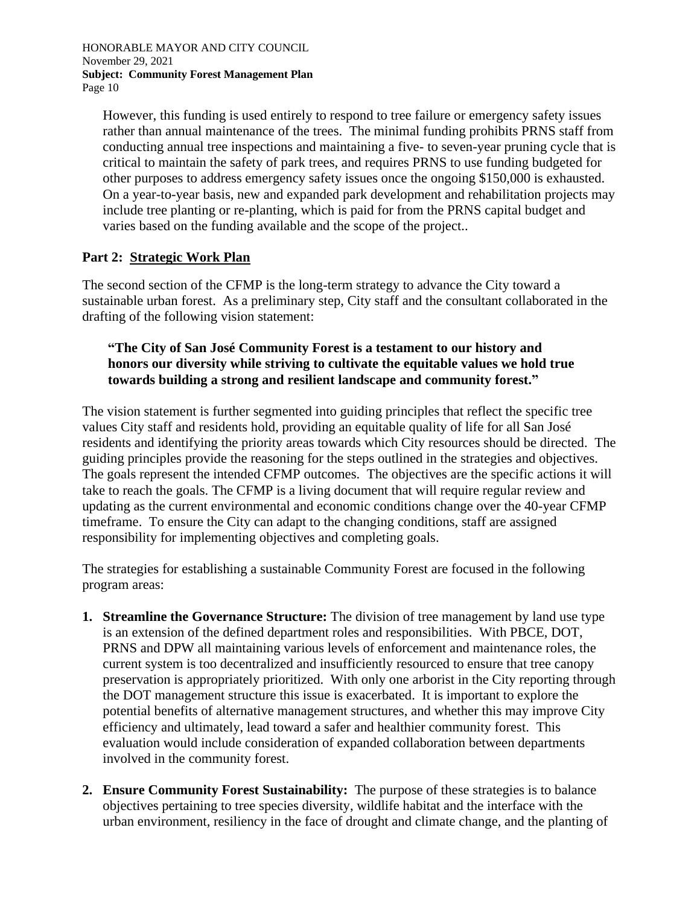However, this funding is used entirely to respond to tree failure or emergency safety issues rather than annual maintenance of the trees. The minimal funding prohibits PRNS staff from conducting annual tree inspections and maintaining a five- to seven-year pruning cycle that is critical to maintain the safety of park trees, and requires PRNS to use funding budgeted for other purposes to address emergency safety issues once the ongoing $150,000 is exhausted. On a year-to-year basis, new and expanded park development and rehabilitation projects may include tree planting or re-planting, which is paid for from the PRNS capital budget and varies based on the funding available and the scope of the project..

### Part 2: Strategic Work Plan

The second section of the CFMP is the long-term strategy to advance the City toward a sustainable urban forest. As a preliminary step, City staff and the consultant collaborated in the drafting of the following vision statement:

> **"The City of San José Community Forest is a testament to our history and honors our diversity while striving to cultivate the equitable values we hold true towards building a strong and resilient landscape and community forest."**

The vision statement is further segmented into guiding principles that reflect the specific tree values City staff and residents hold, providing an equitable quality of life for all San José residents and identifying the priority areas towards which City resources should be directed. The guiding principles provide the reasoning for the steps outlined in the strategies and objectives. The goals represent the intended CFMP outcomes. The objectives are the specific actions it will take to reach the goals. The CFMP is a living document that will require regular review and updating as the current environmental and economic conditions change over the 40-year CFMP timeframe. To ensure the City can adapt to the changing conditions, staff are assigned responsibility for implementing objectives and completing goals.

The strategies for establishing a sustainable Community Forest are focused in the following program areas:

1. **Streamline the Governance Structure:** The division of tree management by land use type is an extension of the defined department roles and responsibilities. With PBCE, DOT, PRNS and DPW all maintaining various levels of enforcement and maintenance roles, the current system is too decentralized and insufficiently resourced to ensure that tree canopy preservation is appropriately prioritized. With only one arborist in the City reporting through the DOT management structure this issue is exacerbated. It is important to explore the potential benefits of alternative management structures, and whether this may improve City efficiency and ultimately, lead toward a safer and healthier community forest. This evaluation would include consideration of expanded collaboration between departments involved in the community forest.

2. **Ensure Community Forest Sustainability:** The purpose of these strategies is to balance objectives pertaining to tree species diversity, wildlife habitat and the interface with the urban environment, resiliency in the face of drought and climate change, and the planting of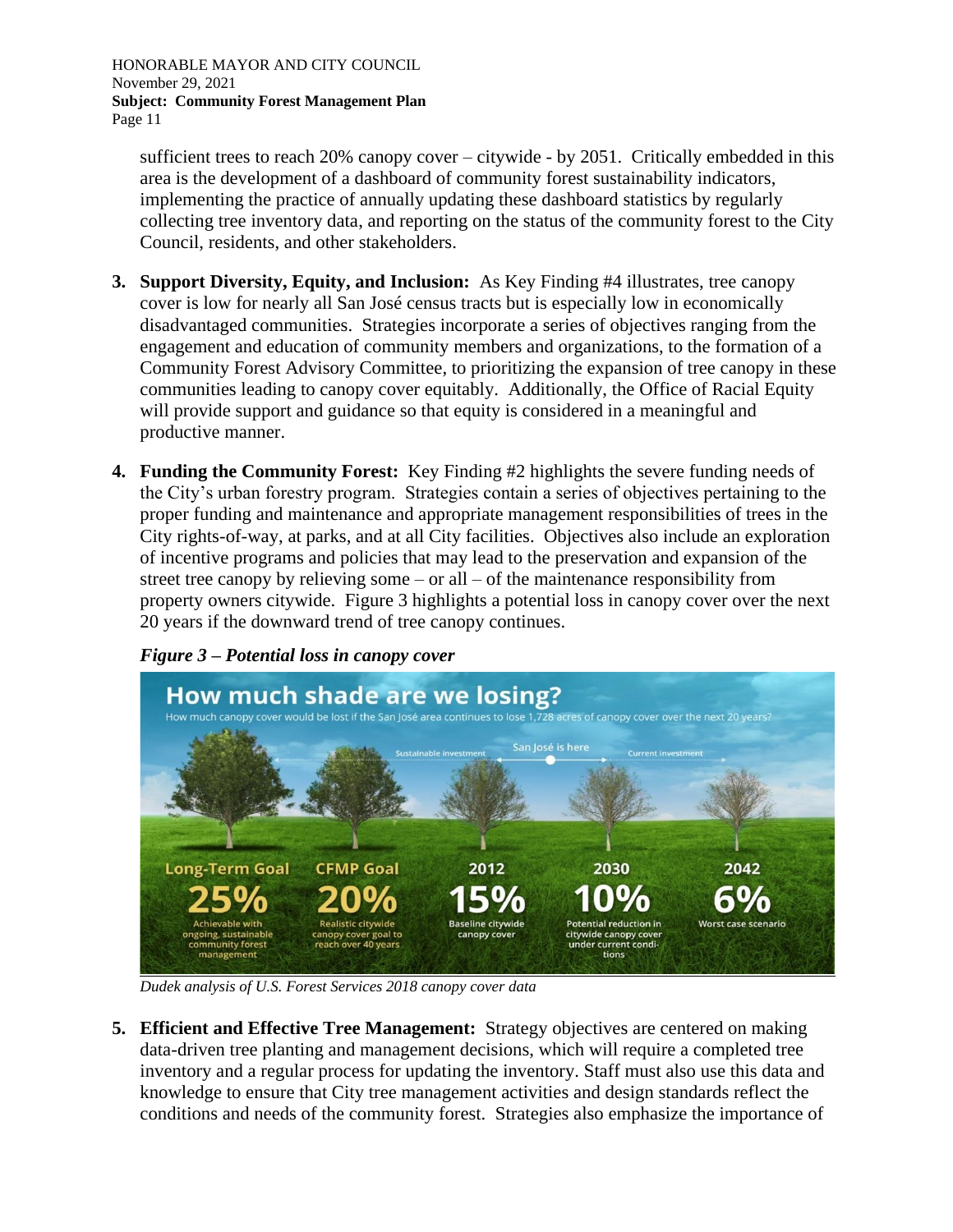sufficient trees to reach 20% canopy cover – citywide - by 2051. Critically embedded in this area is the development of a dashboard of community forest sustainability indicators, implementing the practice of annually updating these dashboard statistics by regularly collecting tree inventory data, and reporting on the status of the community forest to the City Council, residents, and other stakeholders.

3. **Support Diversity, Equity, and Inclusion:** As Key Finding #4 illustrates, tree canopy cover is low for nearly all San José census tracts but is especially low in economically disadvantaged communities. Strategies incorporate a series of objectives ranging from the engagement and education of community members and organizations, to the formation of a Community Forest Advisory Committee, to prioritizing the expansion of tree canopy in these communities leading to canopy cover equitably. Additionally, the Office of Racial Equity will provide support and guidance so that equity is considered in a meaningful and productive manner.

4. **Funding the Community Forest:** Key Finding #2 highlights the severe funding needs of the City's urban forestry program. Strategies contain a series of objectives pertaining to the proper funding and maintenance and appropriate management responsibilities of trees in the City rights-of-way, at parks, and at all City facilities. Objectives also include an exploration of incentive programs and policies that may lead to the preservation and expansion of the street tree canopy by relieving some – or all – of the maintenance responsibility from property owners citywide. Figure 3 highlights a potential loss in canopy cover over the next 20 years if the downward trend of tree canopy continues.

***Figure 3 – Potential loss in canopy cover***

**How much shade are we losing?**

How much canopy cover would be lost if the San José area continues to lose 1,728 acres of canopy cover over the next 20 years?

Sustainable investment ← San José is here → Current investment

| Long-Term Goal | CFMP Goal | 2012 | 2030 | 2042 |
|---|---|---|---|---|
| 25% | 20% | 15% | 10% | 6% |
| Achievable with ongoing, sustainable community forest management | Realistic citywide canopy cover goal to reach over 40 years | Baseline citywide canopy cover | Potential reduction in citywide canopy cover under current conditions | Worst case scenario |

*Dudek analysis of U.S. Forest Services 2018 canopy cover data*

5. **Efficient and Effective Tree Management:** Strategy objectives are centered on making data-driven tree planting and management decisions, which will require a completed tree inventory and a regular process for updating the inventory. Staff must also use this data and knowledge to ensure that City tree management activities and design standards reflect the conditions and needs of the community forest. Strategies also emphasize the importance of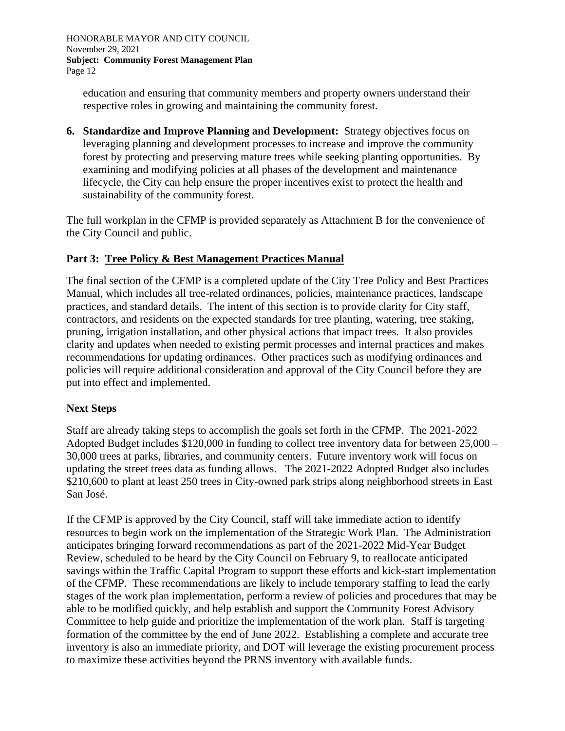education and ensuring that community members and property owners understand their respective roles in growing and maintaining the community forest.

6. **Standardize and Improve Planning and Development:** Strategy objectives focus on leveraging planning and development processes to increase and improve the community forest by protecting and preserving mature trees while seeking planting opportunities. By examining and modifying policies at all phases of the development and maintenance lifecycle, the City can help ensure the proper incentives exist to protect the health and sustainability of the community forest.

The full workplan in the CFMP is provided separately as Attachment B for the convenience of the City Council and public.

## Part 3: Tree Policy & Best Management Practices Manual

The final section of the CFMP is a completed update of the City Tree Policy and Best Practices Manual, which includes all tree-related ordinances, policies, maintenance practices, landscape practices, and standard details. The intent of this section is to provide clarity for City staff, contractors, and residents on the expected standards for tree planting, watering, tree staking, pruning, irrigation installation, and other physical actions that impact trees. It also provides clarity and updates when needed to existing permit processes and internal practices and makes recommendations for updating ordinances. Other practices such as modifying ordinances and policies will require additional consideration and approval of the City Council before they are put into effect and implemented.

## Next Steps

Staff are already taking steps to accomplish the goals set forth in the CFMP. The 2021-2022 Adopted Budget includes $120,000 in funding to collect tree inventory data for between 25,000 – 30,000 trees at parks, libraries, and community centers. Future inventory work will focus on updating the street trees data as funding allows. The 2021-2022 Adopted Budget also includes $210,600 to plant at least 250 trees in City-owned park strips along neighborhood streets in East San José.

If the CFMP is approved by the City Council, staff will take immediate action to identify resources to begin work on the implementation of the Strategic Work Plan. The Administration anticipates bringing forward recommendations as part of the 2021-2022 Mid-Year Budget Review, scheduled to be heard by the City Council on February 9, to reallocate anticipated savings within the Traffic Capital Program to support these efforts and kick-start implementation of the CFMP. These recommendations are likely to include temporary staffing to lead the early stages of the work plan implementation, perform a review of policies and procedures that may be able to be modified quickly, and help establish and support the Community Forest Advisory Committee to help guide and prioritize the implementation of the work plan. Staff is targeting formation of the committee by the end of June 2022. Establishing a complete and accurate tree inventory is also an immediate priority, and DOT will leverage the existing procurement process to maximize these activities beyond the PRNS inventory with available funds.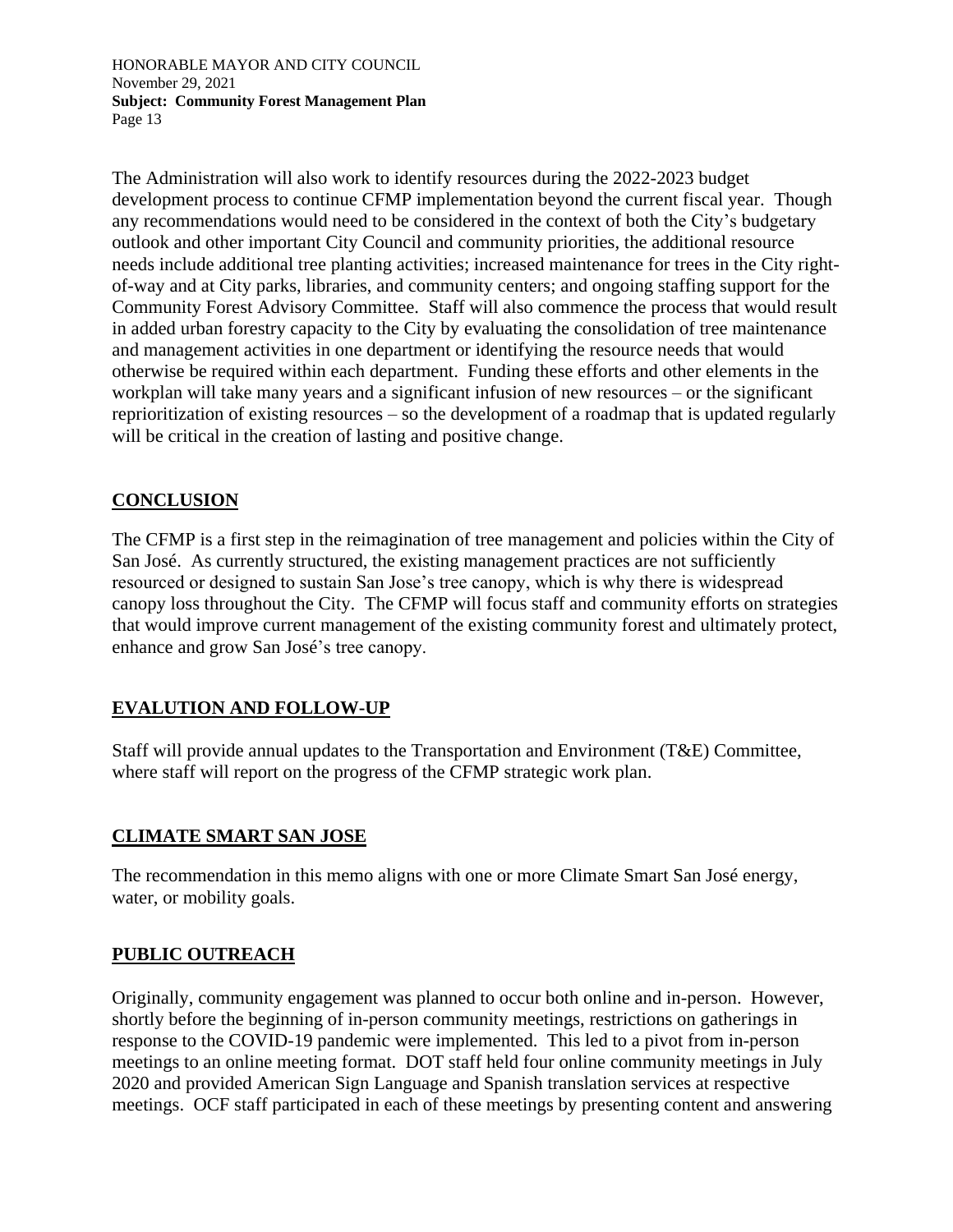The Administration will also work to identify resources during the 2022-2023 budget development process to continue CFMP implementation beyond the current fiscal year. Though any recommendations would need to be considered in the context of both the City's budgetary outlook and other important City Council and community priorities, the additional resource needs include additional tree planting activities; increased maintenance for trees in the City right-of-way and at City parks, libraries, and community centers; and ongoing staffing support for the Community Forest Advisory Committee. Staff will also commence the process that would result in added urban forestry capacity to the City by evaluating the consolidation of tree maintenance and management activities in one department or identifying the resource needs that would otherwise be required within each department. Funding these efforts and other elements in the workplan will take many years and a significant infusion of new resources – or the significant reprioritization of existing resources – so the development of a roadmap that is updated regularly will be critical in the creation of lasting and positive change.

## CONCLUSION

The CFMP is a first step in the reimagination of tree management and policies within the City of San José. As currently structured, the existing management practices are not sufficiently resourced or designed to sustain San Jose's tree canopy, which is why there is widespread canopy loss throughout the City. The CFMP will focus staff and community efforts on strategies that would improve current management of the existing community forest and ultimately protect, enhance and grow San José's tree canopy.

## EVALUTION AND FOLLOW-UP

Staff will provide annual updates to the Transportation and Environment (T&E) Committee, where staff will report on the progress of the CFMP strategic work plan.

## CLIMATE SMART SAN JOSE

The recommendation in this memo aligns with one or more Climate Smart San José energy, water, or mobility goals.

## PUBLIC OUTREACH

Originally, community engagement was planned to occur both online and in-person. However, shortly before the beginning of in-person community meetings, restrictions on gatherings in response to the COVID-19 pandemic were implemented. This led to a pivot from in-person meetings to an online meeting format. DOT staff held four online community meetings in July 2020 and provided American Sign Language and Spanish translation services at respective meetings. OCF staff participated in each of these meetings by presenting content and answering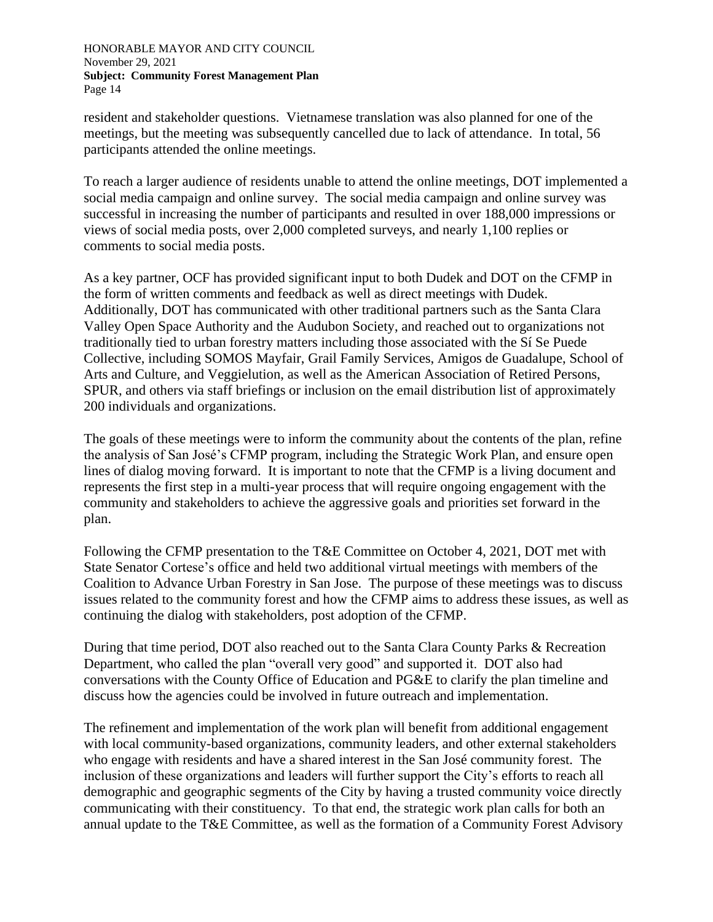resident and stakeholder questions. Vietnamese translation was also planned for one of the meetings, but the meeting was subsequently cancelled due to lack of attendance. In total, 56 participants attended the online meetings.

To reach a larger audience of residents unable to attend the online meetings, DOT implemented a social media campaign and online survey. The social media campaign and online survey was successful in increasing the number of participants and resulted in over 188,000 impressions or views of social media posts, over 2,000 completed surveys, and nearly 1,100 replies or comments to social media posts.

As a key partner, OCF has provided significant input to both Dudek and DOT on the CFMP in the form of written comments and feedback as well as direct meetings with Dudek. Additionally, DOT has communicated with other traditional partners such as the Santa Clara Valley Open Space Authority and the Audubon Society, and reached out to organizations not traditionally tied to urban forestry matters including those associated with the Sí Se Puede Collective, including SOMOS Mayfair, Grail Family Services, Amigos de Guadalupe, School of Arts and Culture, and Veggielution, as well as the American Association of Retired Persons, SPUR, and others via staff briefings or inclusion on the email distribution list of approximately 200 individuals and organizations.

The goals of these meetings were to inform the community about the contents of the plan, refine the analysis of San José's CFMP program, including the Strategic Work Plan, and ensure open lines of dialog moving forward. It is important to note that the CFMP is a living document and represents the first step in a multi-year process that will require ongoing engagement with the community and stakeholders to achieve the aggressive goals and priorities set forward in the plan.

Following the CFMP presentation to the T&E Committee on October 4, 2021, DOT met with State Senator Cortese's office and held two additional virtual meetings with members of the Coalition to Advance Urban Forestry in San Jose. The purpose of these meetings was to discuss issues related to the community forest and how the CFMP aims to address these issues, as well as continuing the dialog with stakeholders, post adoption of the CFMP.

During that time period, DOT also reached out to the Santa Clara County Parks & Recreation Department, who called the plan "overall very good" and supported it. DOT also had conversations with the County Office of Education and PG&E to clarify the plan timeline and discuss how the agencies could be involved in future outreach and implementation.

The refinement and implementation of the work plan will benefit from additional engagement with local community-based organizations, community leaders, and other external stakeholders who engage with residents and have a shared interest in the San José community forest. The inclusion of these organizations and leaders will further support the City's efforts to reach all demographic and geographic segments of the City by having a trusted community voice directly communicating with their constituency. To that end, the strategic work plan calls for both an annual update to the T&E Committee, as well as the formation of a Community Forest Advisory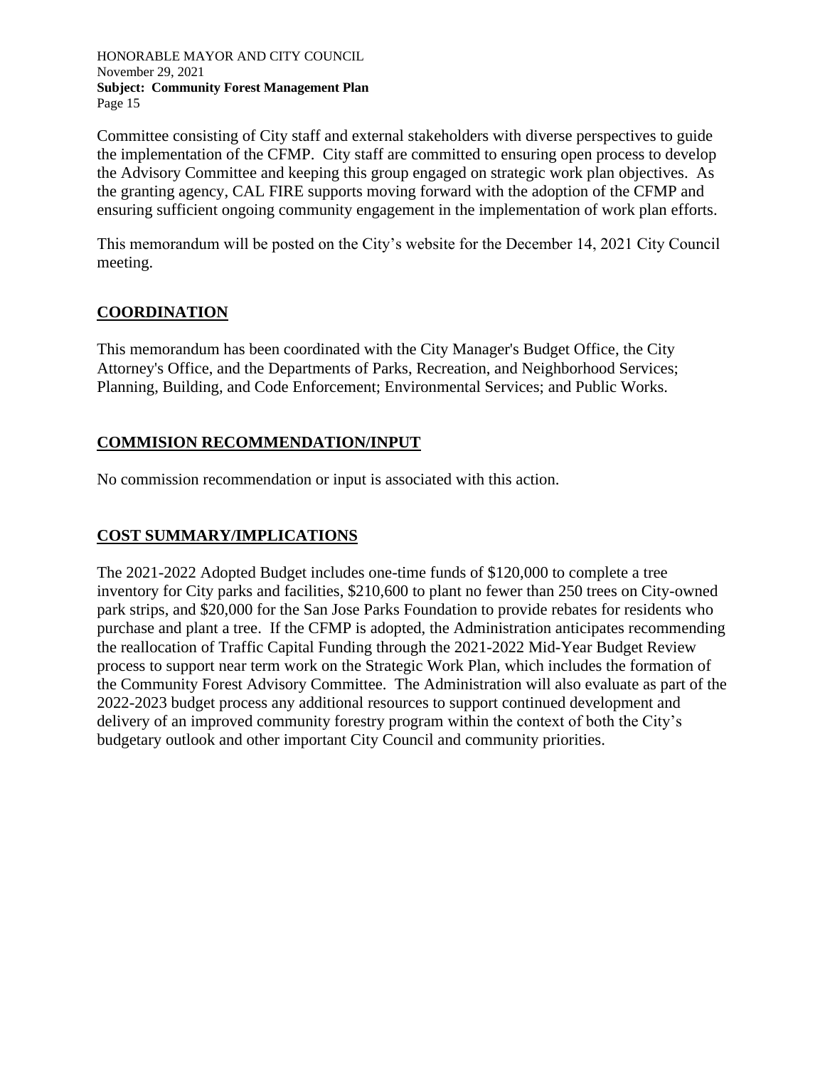Committee consisting of City staff and external stakeholders with diverse perspectives to guide the implementation of the CFMP. City staff are committed to ensuring open process to develop the Advisory Committee and keeping this group engaged on strategic work plan objectives. As the granting agency, CAL FIRE supports moving forward with the adoption of the CFMP and ensuring sufficient ongoing community engagement in the implementation of work plan efforts.

This memorandum will be posted on the City's website for the December 14, 2021 City Council meeting.

## COORDINATION

This memorandum has been coordinated with the City Manager's Budget Office, the City Attorney's Office, and the Departments of Parks, Recreation, and Neighborhood Services; Planning, Building, and Code Enforcement; Environmental Services; and Public Works.

## COMMISION RECOMMENDATION/INPUT

No commission recommendation or input is associated with this action.

## COST SUMMARY/IMPLICATIONS

The 2021-2022 Adopted Budget includes one-time funds of $120,000 to complete a tree inventory for City parks and facilities, $210,600 to plant no fewer than 250 trees on City-owned park strips, and $20,000 for the San Jose Parks Foundation to provide rebates for residents who purchase and plant a tree. If the CFMP is adopted, the Administration anticipates recommending the reallocation of Traffic Capital Funding through the 2021-2022 Mid-Year Budget Review process to support near term work on the Strategic Work Plan, which includes the formation of the Community Forest Advisory Committee. The Administration will also evaluate as part of the 2022-2023 budget process any additional resources to support continued development and delivery of an improved community forestry program within the context of both the City's budgetary outlook and other important City Council and community priorities.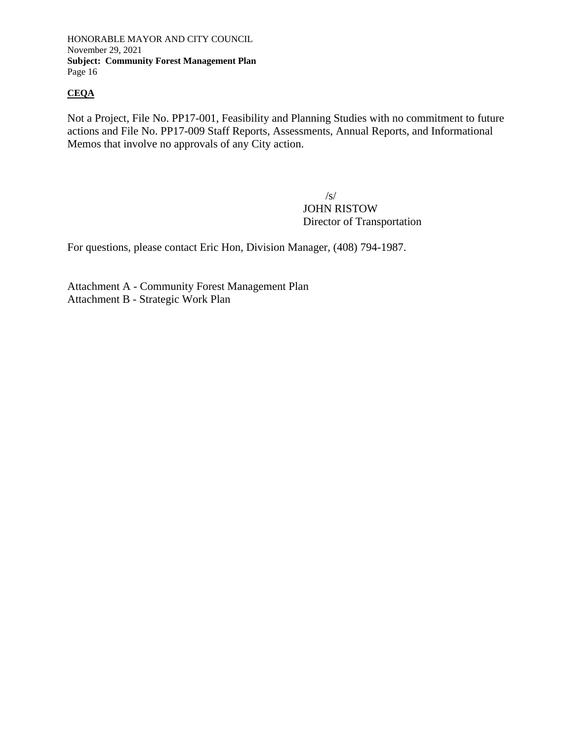**CEQA**

Not a Project, File No. PP17-001, Feasibility and Planning Studies with no commitment to future actions and File No. PP17-009 Staff Reports, Assessments, Annual Reports, and Informational Memos that involve no approvals of any City action.

/s/
JOHN RISTOW
Director of Transportation

For questions, please contact Eric Hon, Division Manager, (408) 794-1987.

Attachment A - Community Forest Management Plan
Attachment B - Strategic Work Plan